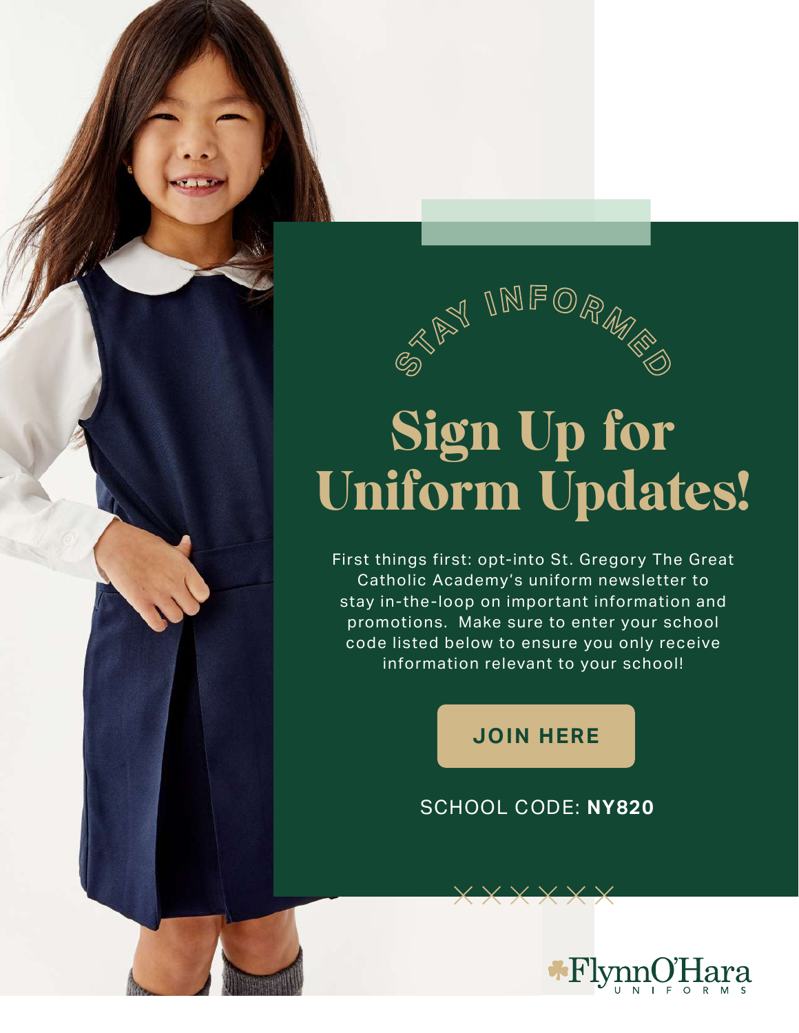STAY INFORMED

# Sign Up for Uniform Updates!

First things first: opt-into St. Gregory The Great Catholic Academy's uniform newsletter to stay in-the-loop on important information and promotions. Make sure to enter your school code listed below to ensure you only receive information relevant to your school!

**JOIN HERE**

SCHOOL CODE: **NY820**

FlynnO'Hara UNIFORMS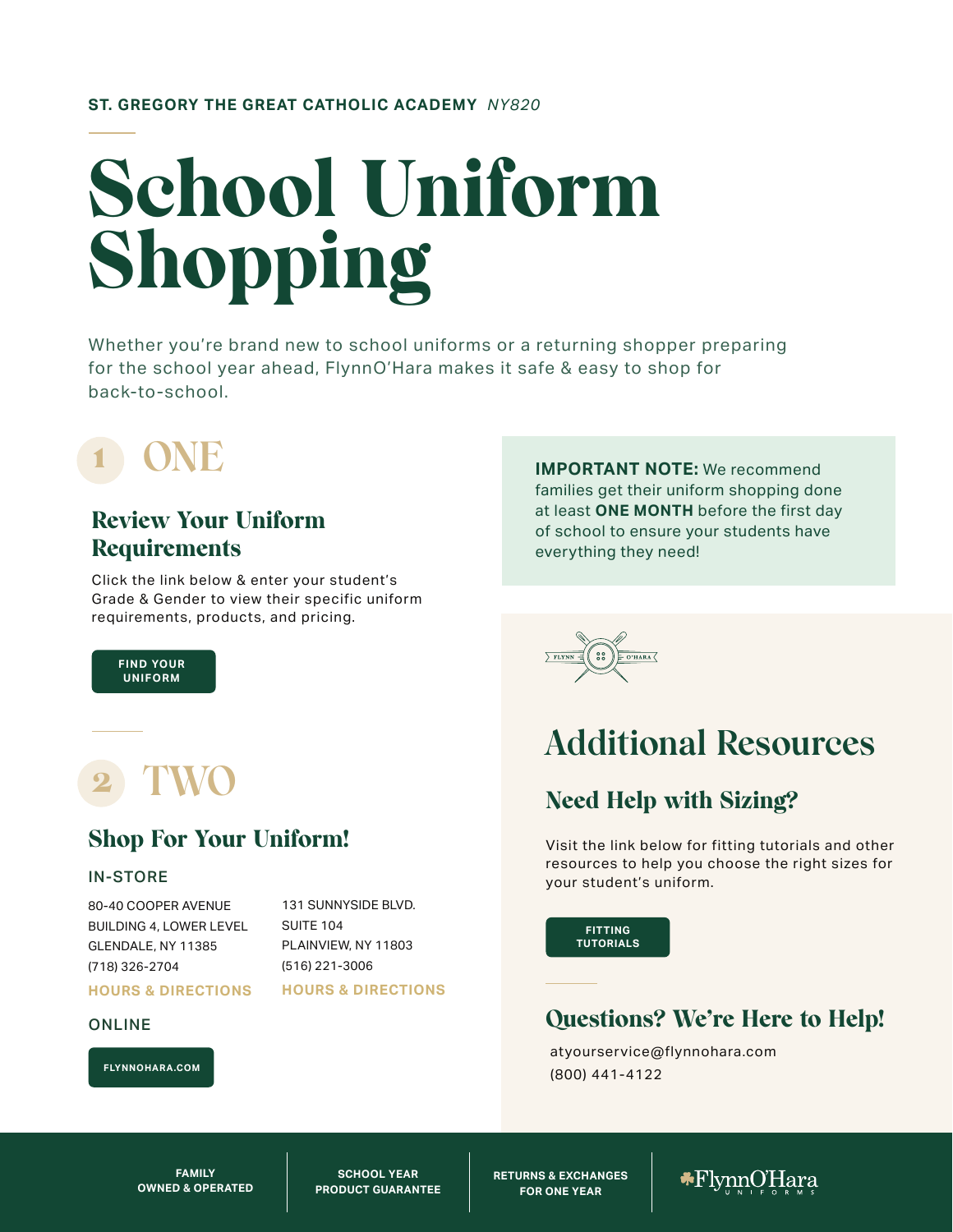**ST. GREGORY THE GREAT CATHOLIC ACADEMY** *NY820*

# School Uniform Shopping

Whether you're brand new to school uniforms or a returning shopper preparing for the school year ahead, FlynnO'Hara makes it safe & easy to shop for back-to-school.

## 1 ONE

### Review Your Uniform Requirements

Click the link below & enter your student's Grade & Gender to view their specific uniform requirements, products, and pricing.

FIND YOUR UNIFORM

## 2 TWO

### Shop For Your Uniform!

IN-STORE

80-40 COOPER AVENUE
BUILDING 4, LOWER LEVEL
GLENDALE, NY 11385
(718) 326-2704

HOURS & DIRECTIONS

131 SUNNYSIDE BLVD.
SUITE 104
PLAINVIEW, NY 11803
(516) 221-3006

HOURS & DIRECTIONS

ONLINE

FLYNNOHARA.COM

**IMPORTANT NOTE:** We recommend families get their uniform shopping done at least **ONE MONTH** before the first day of school to ensure your students have everything they need!

## Additional Resources

### Need Help with Sizing?

Visit the link below for fitting tutorials and other resources to help you choose the right sizes for your student's uniform.

FITTING TUTORIALS

### Questions? We're Here to Help!

atyourservice@flynnohara.com
(800) 441-4122

FAMILY OWNED & OPERATED | SCHOOL YEAR PRODUCT GUARANTEE | RETURNS & EXCHANGES FOR ONE YEAR | FlynnO'Hara UNIFORMS